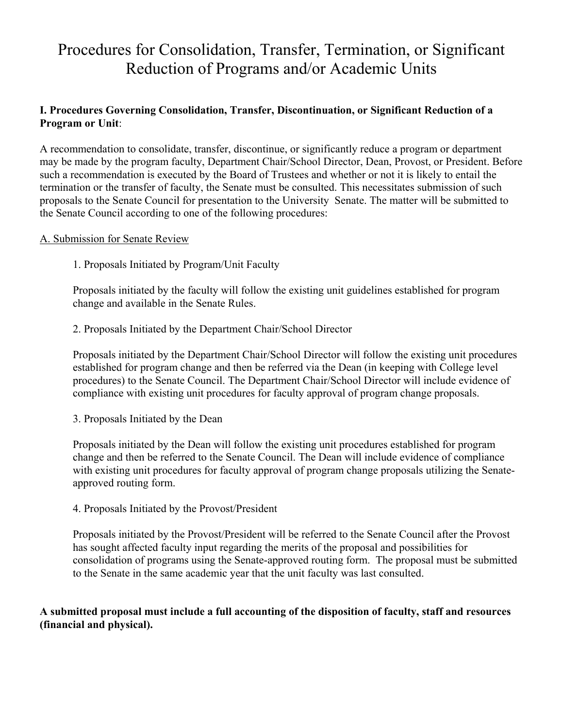# Procedures for Consolidation, Transfer, Termination, or Significant Reduction of Programs and/or Academic Units

**I. Procedures Governing Consolidation, Transfer, Discontinuation, or Significant Reduction of a Program or Unit**:

A recommendation to consolidate, transfer, discontinue, or significantly reduce a program or department may be made by the program faculty, Department Chair/School Director, Dean, Provost, or President. Before such a recommendation is executed by the Board of Trustees and whether or not it is likely to entail the termination or the transfer of faculty, the Senate must be consulted. This necessitates submission of such proposals to the Senate Council for presentation to the University Senate. The matter will be submitted to the Senate Council according to one of the following procedures:

<u>A. Submission for Senate Review</u>

1. Proposals Initiated by Program/Unit Faculty

   Proposals initiated by the faculty will follow the existing unit guidelines established for program change and available in the Senate Rules.

2. Proposals Initiated by the Department Chair/School Director

   Proposals initiated by the Department Chair/School Director will follow the existing unit procedures established for program change and then be referred via the Dean (in keeping with College level procedures) to the Senate Council. The Department Chair/School Director will include evidence of compliance with existing unit procedures for faculty approval of program change proposals.

3. Proposals Initiated by the Dean

   Proposals initiated by the Dean will follow the existing unit procedures established for program change and then be referred to the Senate Council. The Dean will include evidence of compliance with existing unit procedures for faculty approval of program change proposals utilizing the Senate-approved routing form.

4. Proposals Initiated by the Provost/President

   Proposals initiated by the Provost/President will be referred to the Senate Council after the Provost has sought affected faculty input regarding the merits of the proposal and possibilities for consolidation of programs using the Senate-approved routing form. The proposal must be submitted to the Senate in the same academic year that the unit faculty was last consulted.

**A submitted proposal must include a full accounting of the disposition of faculty, staff and resources (financial and physical).**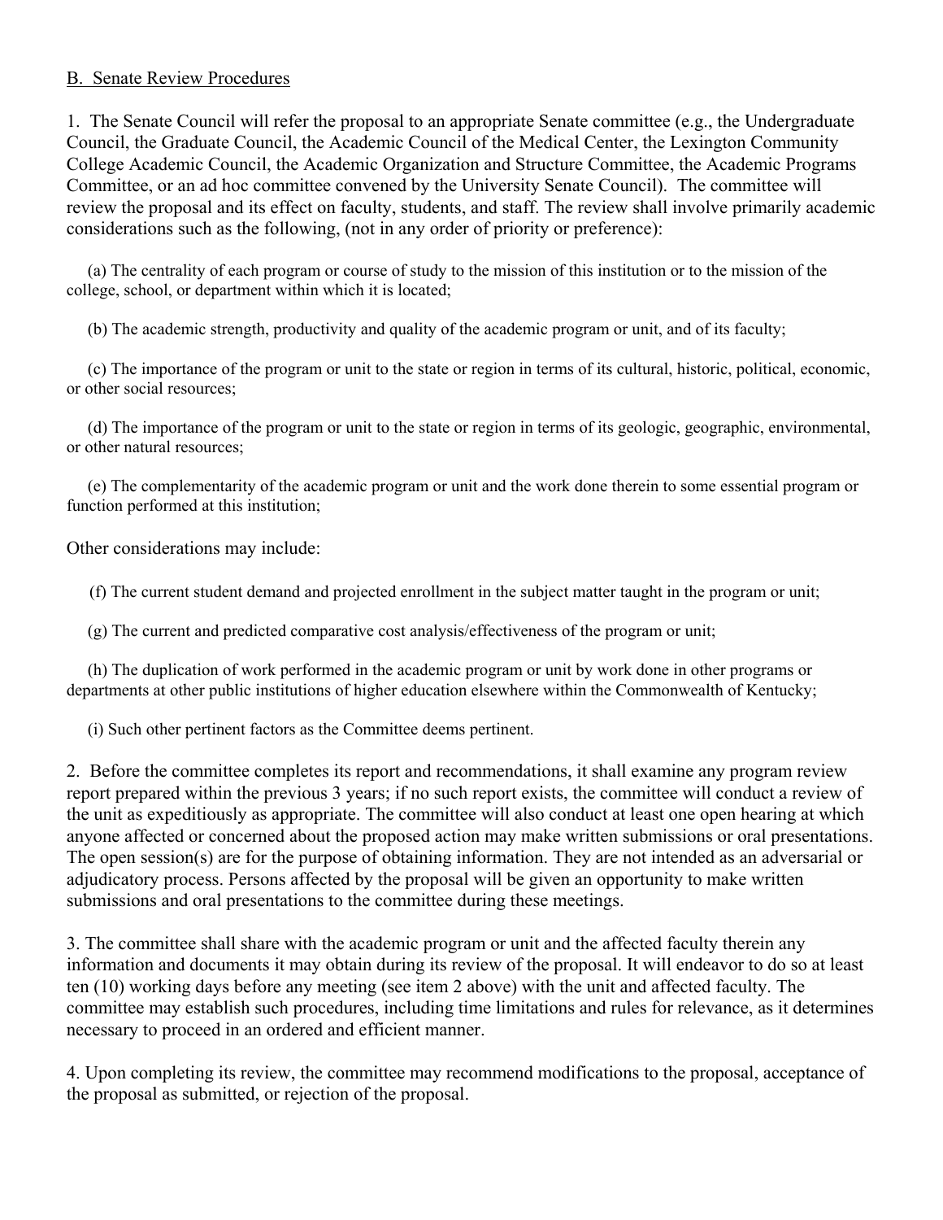## B. Senate Review Procedures

1. The Senate Council will refer the proposal to an appropriate Senate committee (e.g., the Undergraduate Council, the Graduate Council, the Academic Council of the Medical Center, the Lexington Community College Academic Council, the Academic Organization and Structure Committee, the Academic Programs Committee, or an ad hoc committee convened by the University Senate Council). The committee will review the proposal and its effect on faculty, students, and staff. The review shall involve primarily academic considerations such as the following, (not in any order of priority or preference):

   (a) The centrality of each program or course of study to the mission of this institution or to the mission of the college, school, or department within which it is located;

   (b) The academic strength, productivity and quality of the academic program or unit, and of its faculty;

   (c) The importance of the program or unit to the state or region in terms of its cultural, historic, political, economic, or other social resources;

   (d) The importance of the program or unit to the state or region in terms of its geologic, geographic, environmental, or other natural resources;

   (e) The complementarity of the academic program or unit and the work done therein to some essential program or function performed at this institution;

Other considerations may include:

   (f) The current student demand and projected enrollment in the subject matter taught in the program or unit;

   (g) The current and predicted comparative cost analysis/effectiveness of the program or unit;

   (h) The duplication of work performed in the academic program or unit by work done in other programs or departments at other public institutions of higher education elsewhere within the Commonwealth of Kentucky;

   (i) Such other pertinent factors as the Committee deems pertinent.

2. Before the committee completes its report and recommendations, it shall examine any program review report prepared within the previous 3 years; if no such report exists, the committee will conduct a review of the unit as expeditiously as appropriate. The committee will also conduct at least one open hearing at which anyone affected or concerned about the proposed action may make written submissions or oral presentations. The open session(s) are for the purpose of obtaining information. They are not intended as an adversarial or adjudicatory process. Persons affected by the proposal will be given an opportunity to make written submissions and oral presentations to the committee during these meetings.

3. The committee shall share with the academic program or unit and the affected faculty therein any information and documents it may obtain during its review of the proposal. It will endeavor to do so at least ten (10) working days before any meeting (see item 2 above) with the unit and affected faculty. The committee may establish such procedures, including time limitations and rules for relevance, as it determines necessary to proceed in an ordered and efficient manner.

4. Upon completing its review, the committee may recommend modifications to the proposal, acceptance of the proposal as submitted, or rejection of the proposal.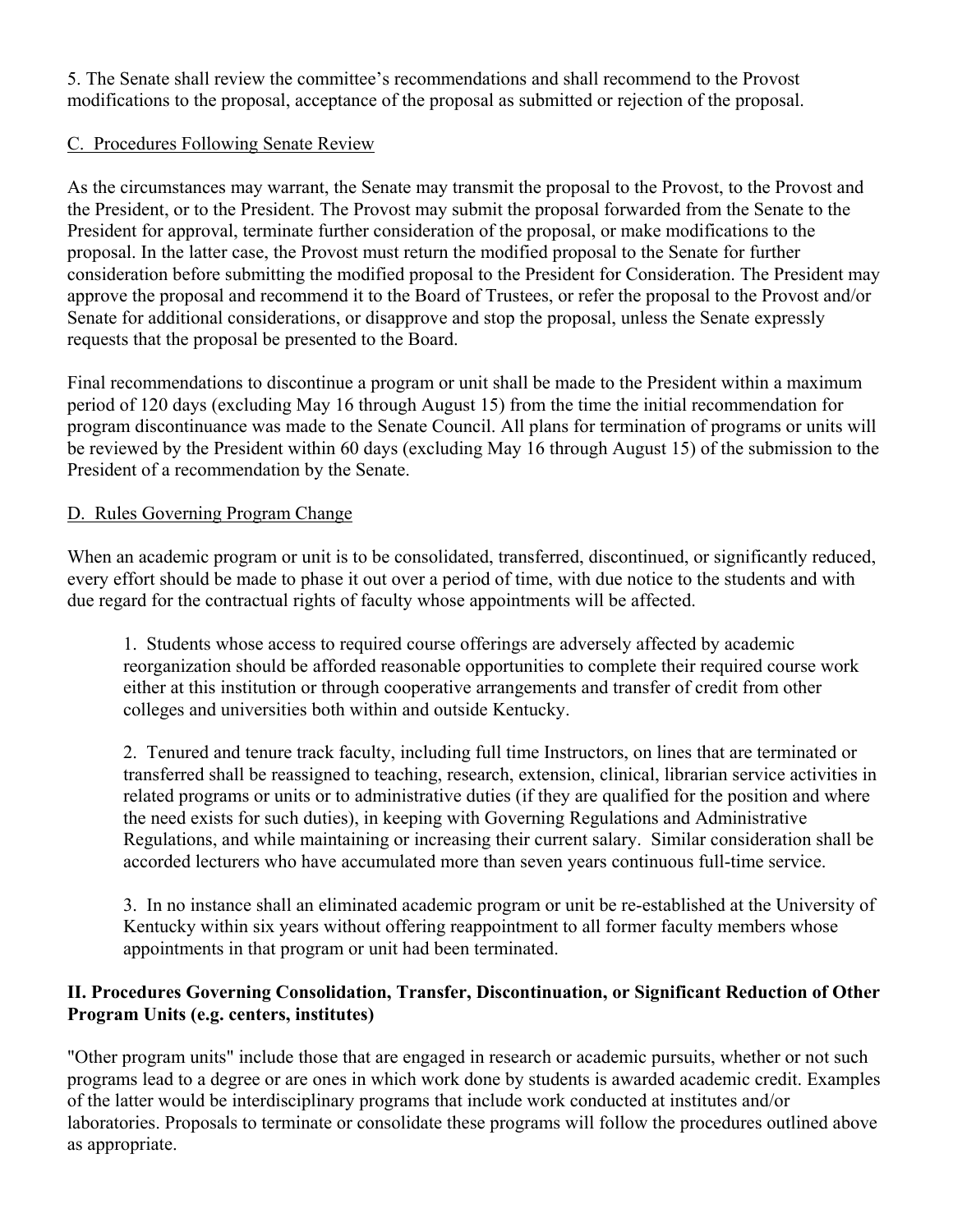5. The Senate shall review the committee's recommendations and shall recommend to the Provost modifications to the proposal, acceptance of the proposal as submitted or rejection of the proposal.

### C. Procedures Following Senate Review

As the circumstances may warrant, the Senate may transmit the proposal to the Provost, to the Provost and the President, or to the President. The Provost may submit the proposal forwarded from the Senate to the President for approval, terminate further consideration of the proposal, or make modifications to the proposal. In the latter case, the Provost must return the modified proposal to the Senate for further consideration before submitting the modified proposal to the President for Consideration. The President may approve the proposal and recommend it to the Board of Trustees, or refer the proposal to the Provost and/or Senate for additional considerations, or disapprove and stop the proposal, unless the Senate expressly requests that the proposal be presented to the Board.

Final recommendations to discontinue a program or unit shall be made to the President within a maximum period of 120 days (excluding May 16 through August 15) from the time the initial recommendation for program discontinuance was made to the Senate Council. All plans for termination of programs or units will be reviewed by the President within 60 days (excluding May 16 through August 15) of the submission to the President of a recommendation by the Senate.

### D. Rules Governing Program Change

When an academic program or unit is to be consolidated, transferred, discontinued, or significantly reduced, every effort should be made to phase it out over a period of time, with due notice to the students and with due regard for the contractual rights of faculty whose appointments will be affected.

1. Students whose access to required course offerings are adversely affected by academic reorganization should be afforded reasonable opportunities to complete their required course work either at this institution or through cooperative arrangements and transfer of credit from other colleges and universities both within and outside Kentucky.

2. Tenured and tenure track faculty, including full time Instructors, on lines that are terminated or transferred shall be reassigned to teaching, research, extension, clinical, librarian service activities in related programs or units or to administrative duties (if they are qualified for the position and where the need exists for such duties), in keeping with Governing Regulations and Administrative Regulations, and while maintaining or increasing their current salary. Similar consideration shall be accorded lecturers who have accumulated more than seven years continuous full-time service.

3. In no instance shall an eliminated academic program or unit be re-established at the University of Kentucky within six years without offering reappointment to all former faculty members whose appointments in that program or unit had been terminated.

## II. Procedures Governing Consolidation, Transfer, Discontinuation, or Significant Reduction of Other Program Units (e.g. centers, institutes)

"Other program units" include those that are engaged in research or academic pursuits, whether or not such programs lead to a degree or are ones in which work done by students is awarded academic credit. Examples of the latter would be interdisciplinary programs that include work conducted at institutes and/or laboratories. Proposals to terminate or consolidate these programs will follow the procedures outlined above as appropriate.